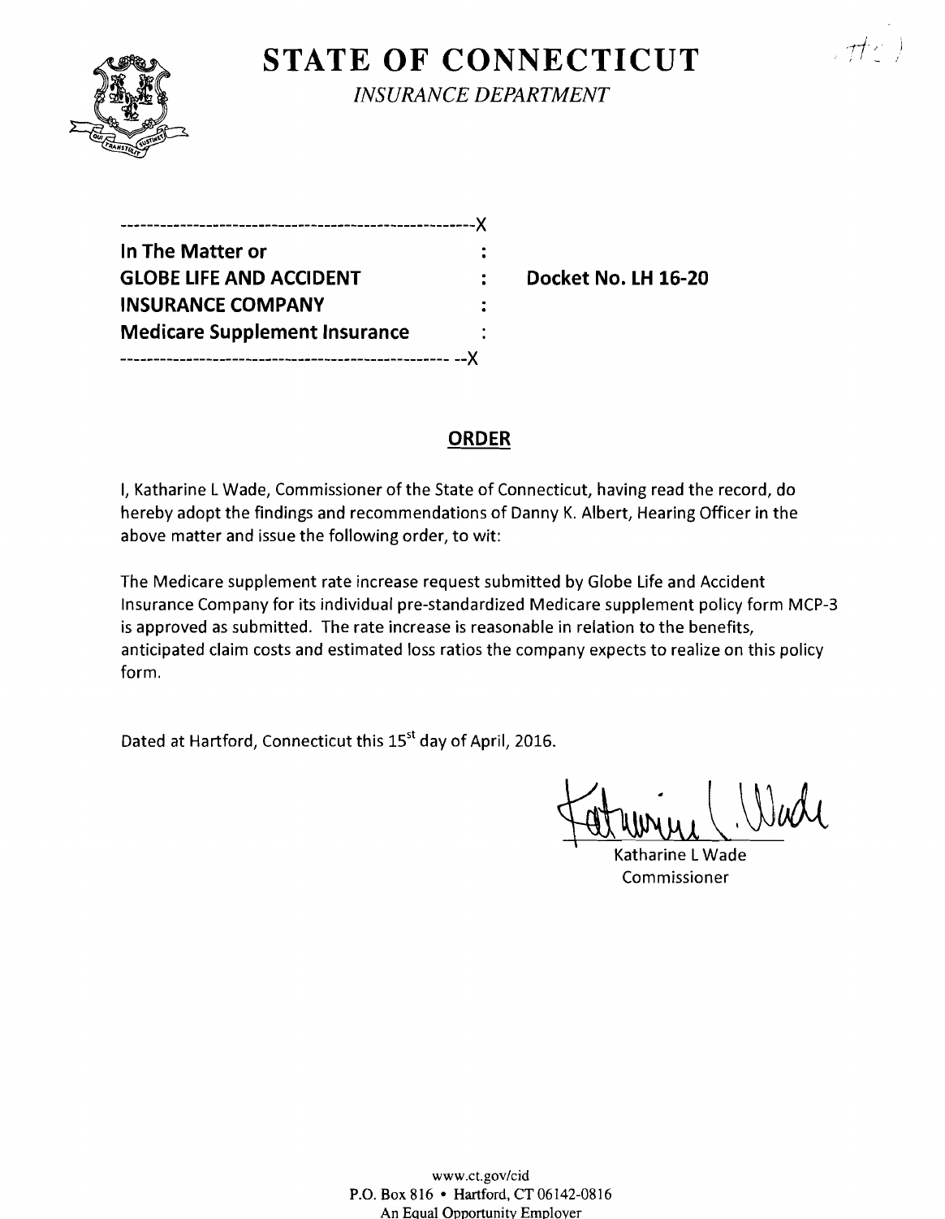# STATE OF CONNECTICUT

*INSURANCE DEPARTMENT*

---------------------------------------------------------X

**In The Matter or** :
**GLOBE LIFE AND ACCIDENT** : **Docket No. LH 16-20**
**INSURANCE COMPANY** :
**Medicare Supplement Insurance** :

------------------------------------------------------ --X

## ORDER

I, Katharine L Wade, Commissioner of the State of Connecticut, having read the record, do hereby adopt the findings and recommendations of Danny K. Albert, Hearing Officer in the above matter and issue the following order, to wit:

The Medicare supplement rate increase request submitted by Globe Life and Accident Insurance Company for its individual pre-standardized Medicare supplement policy form MCP-3 is approved as submitted. The rate increase is reasonable in relation to the benefits, anticipated claim costs and estimated loss ratios the company expects to realize on this policy form.

Dated at Hartford, Connecticut this 15st day of April, 2016.

Katharine L Wade
Commissioner

www.ct.gov/cid
P.O. Box 816 • Hartford, CT 06142-0816
An Equal Opportunity Employer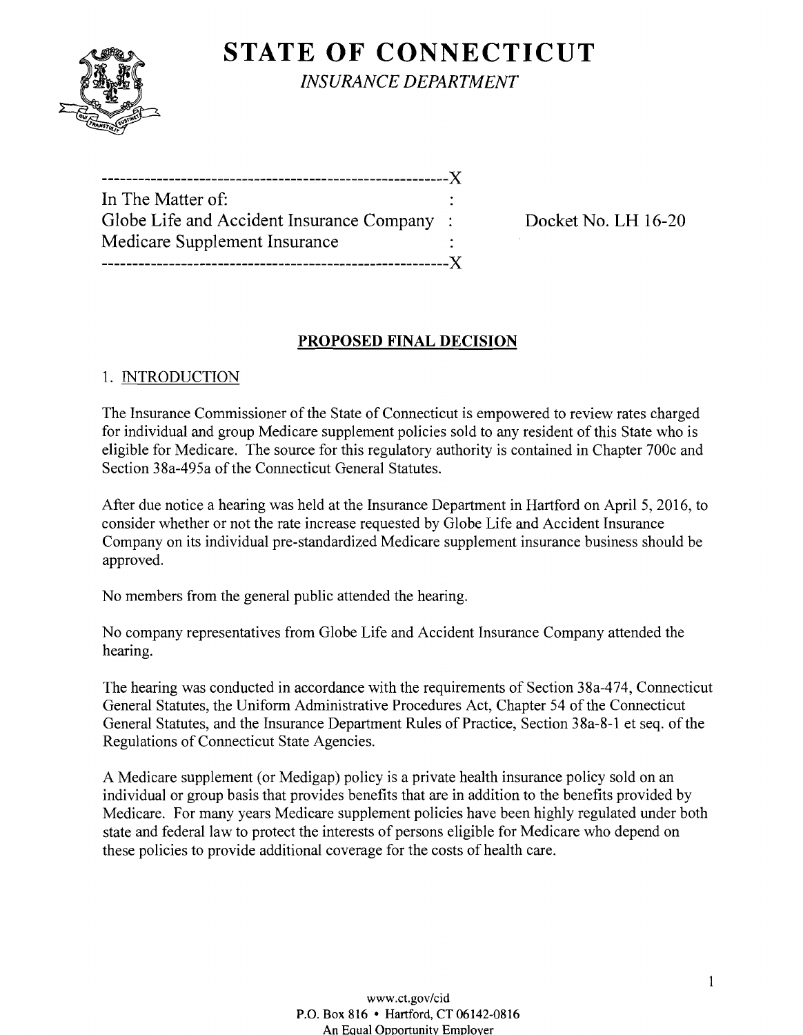# STATE OF CONNECTICUT

*INSURANCE DEPARTMENT*

```
---------------------------------------------------------X
In The Matter of:                                        :
Globe Life and Accident Insurance Company                :
Medicare Supplement Insurance                            :
---------------------------------------------------------X
```

Docket No. LH 16-20

## PROPOSED FINAL DECISION

### 1. INTRODUCTION

The Insurance Commissioner of the State of Connecticut is empowered to review rates charged for individual and group Medicare supplement policies sold to any resident of this State who is eligible for Medicare. The source for this regulatory authority is contained in Chapter 700c and Section 38a-495a of the Connecticut General Statutes.

After due notice a hearing was held at the Insurance Department in Hartford on April 5, 2016, to consider whether or not the rate increase requested by Globe Life and Accident Insurance Company on its individual pre-standardized Medicare supplement insurance business should be approved.

No members from the general public attended the hearing.

No company representatives from Globe Life and Accident Insurance Company attended the hearing.

The hearing was conducted in accordance with the requirements of Section 38a-474, Connecticut General Statutes, the Uniform Administrative Procedures Act, Chapter 54 of the Connecticut General Statutes, and the Insurance Department Rules of Practice, Section 38a-8-1 et seq. of the Regulations of Connecticut State Agencies.

A Medicare supplement (or Medigap) policy is a private health insurance policy sold on an individual or group basis that provides benefits that are in addition to the benefits provided by Medicare. For many years Medicare supplement policies have been highly regulated under both state and federal law to protect the interests of persons eligible for Medicare who depend on these policies to provide additional coverage for the costs of health care.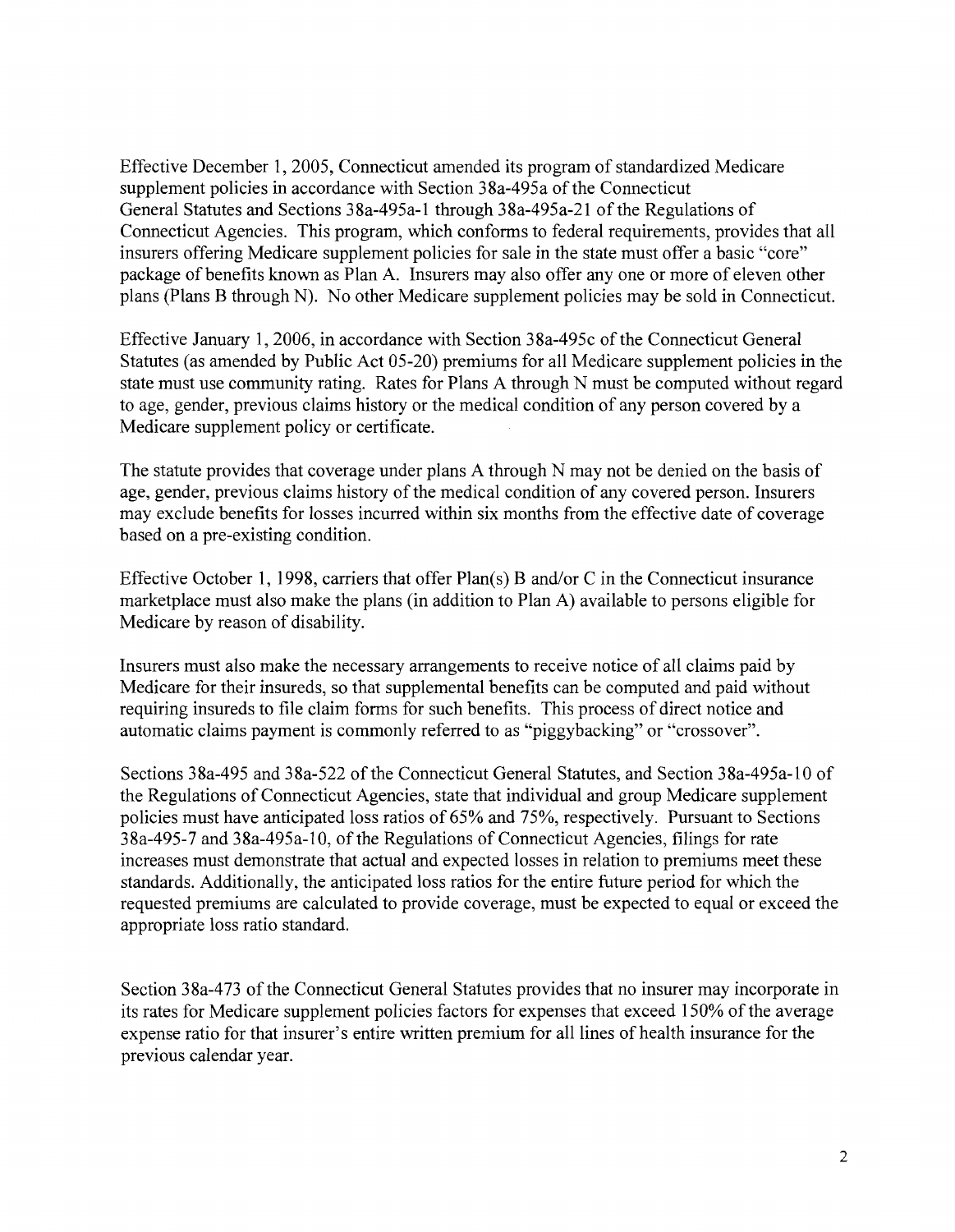Effective December 1, 2005, Connecticut amended its program of standardized Medicare supplement policies in accordance with Section 38a-495a of the Connecticut General Statutes and Sections 38a-495a-1 through 38a-495a-21 of the Regulations of Connecticut Agencies. This program, which conforms to federal requirements, provides that all insurers offering Medicare supplement policies for sale in the state must offer a basic "core" package of benefits known as Plan A. Insurers may also offer any one or more of eleven other plans (Plans B through N). No other Medicare supplement policies may be sold in Connecticut.

Effective January 1, 2006, in accordance with Section 38a-495c of the Connecticut General Statutes (as amended by Public Act 05-20) premiums for all Medicare supplement policies in the state must use community rating. Rates for Plans A through N must be computed without regard to age, gender, previous claims history or the medical condition of any person covered by a Medicare supplement policy or certificate.

The statute provides that coverage under plans A through N may not be denied on the basis of age, gender, previous claims history of the medical condition of any covered person. Insurers may exclude benefits for losses incurred within six months from the effective date of coverage based on a pre-existing condition.

Effective October 1, 1998, carriers that offer Plan(s) B and/or C in the Connecticut insurance marketplace must also make the plans (in addition to Plan A) available to persons eligible for Medicare by reason of disability.

Insurers must also make the necessary arrangements to receive notice of all claims paid by Medicare for their insureds, so that supplemental benefits can be computed and paid without requiring insureds to file claim forms for such benefits. This process of direct notice and automatic claims payment is commonly referred to as "piggybacking" or "crossover".

Sections 38a-495 and 38a-522 of the Connecticut General Statutes, and Section 38a-495a-10 of the Regulations of Connecticut Agencies, state that individual and group Medicare supplement policies must have anticipated loss ratios of 65% and 75%, respectively. Pursuant to Sections 38a-495-7 and 38a-495a-10, of the Regulations of Connecticut Agencies, filings for rate increases must demonstrate that actual and expected losses in relation to premiums meet these standards. Additionally, the anticipated loss ratios for the entire future period for which the requested premiums are calculated to provide coverage, must be expected to equal or exceed the appropriate loss ratio standard.

Section 38a-473 of the Connecticut General Statutes provides that no insurer may incorporate in its rates for Medicare supplement policies factors for expenses that exceed 150% of the average expense ratio for that insurer's entire written premium for all lines of health insurance for the previous calendar year.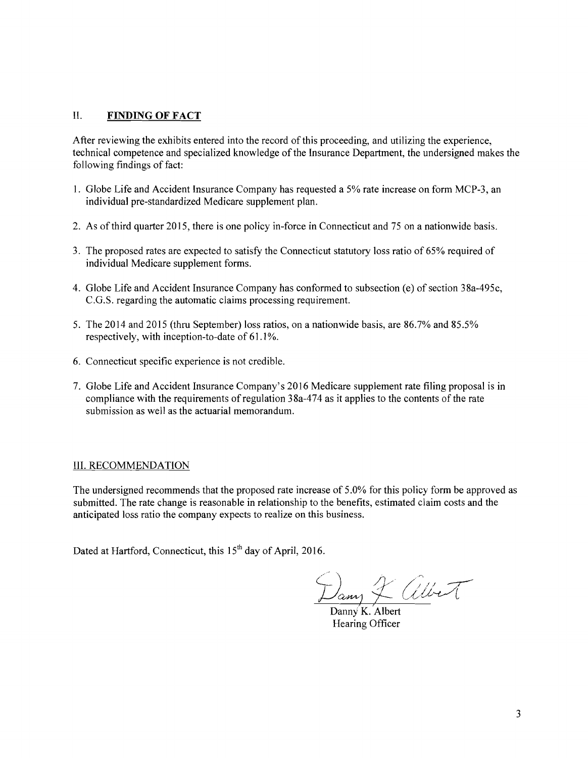## II. **FINDING OF FACT**

After reviewing the exhibits entered into the record of this proceeding, and utilizing the experience, technical competence and specialized knowledge of the Insurance Department, the undersigned makes the following findings of fact:

1. Globe Life and Accident Insurance Company has requested a 5% rate increase on form MCP-3, an individual pre-standardized Medicare supplement plan.

2. As of third quarter 2015, there is one policy in-force in Connecticut and 75 on a nationwide basis.

3. The proposed rates are expected to satisfy the Connecticut statutory loss ratio of 65% required of individual Medicare supplement forms.

4. Globe Life and Accident Insurance Company has conformed to subsection (e) of section 38a-495c, C.G.S. regarding the automatic claims processing requirement.

5. The 2014 and 2015 (thru September) loss ratios, on a nationwide basis, are 86.7% and 85.5% respectively, with inception-to-date of 61.1%.

6. Connecticut specific experience is not credible.

7. Globe Life and Accident Insurance Company's 2016 Medicare supplement rate filing proposal is in compliance with the requirements of regulation 38a-474 as it applies to the contents of the rate submission as well as the actuarial memorandum.

## III. RECOMMENDATION

The undersigned recommends that the proposed rate increase of 5.0% for this policy form be approved as submitted. The rate change is reasonable in relationship to the benefits, estimated claim costs and the anticipated loss ratio the company expects to realize on this business.

Dated at Hartford, Connecticut, this 15th day of April, 2016.

Danny K. Albert
Hearing Officer